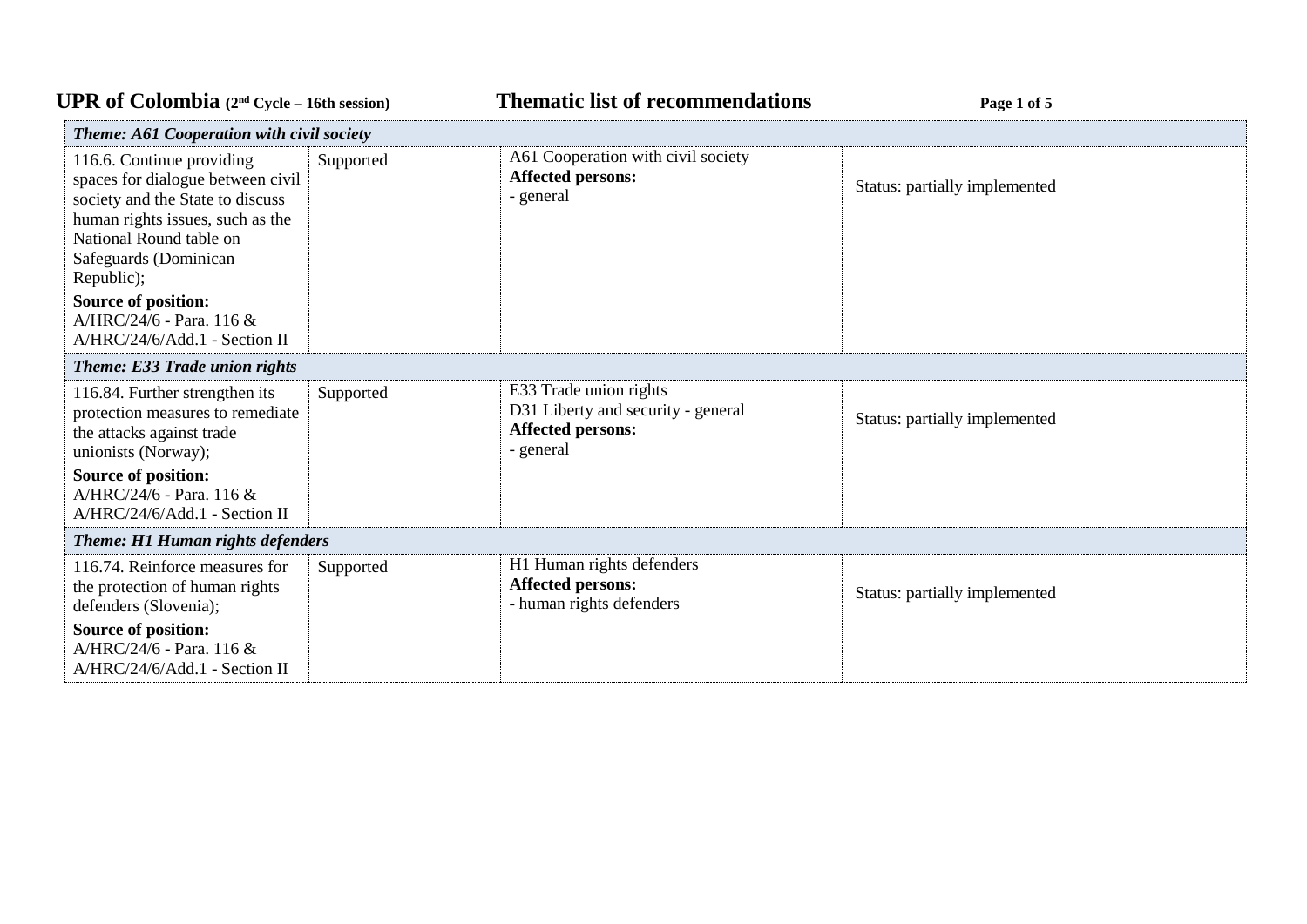# UPR of Colombia (2nd Cycle – 16th session) Thematic list of recommendations

| Recommendation | Position | Full list of themes | Assessment/comments on level of implementation |
|---|---|---|---|
| ***Theme: A61 Cooperation with civil society*** | | | |
| 116.6. Continue providing spaces for dialogue between civil society and the State to discuss human rights issues, such as the National Round table on Safeguards (Dominican Republic);<br>**Source of position:**<br>A/HRC/24/6 - Para. 116 &<br>A/HRC/24/6/Add.1 - Section II | Supported | A61 Cooperation with civil society<br>**Affected persons:**<br>- general | Status: partially implemented |
| ***Theme: E33 Trade union rights*** | | | |
| 116.84. Further strengthen its protection measures to remediate the attacks against trade unionists (Norway);<br>**Source of position:**<br>A/HRC/24/6 - Para. 116 &<br>A/HRC/24/6/Add.1 - Section II | Supported | E33 Trade union rights<br>D31 Liberty and security - general<br>**Affected persons:**<br>- general | Status: partially implemented |
| ***Theme: H1 Human rights defenders*** | | | |
| 116.74. Reinforce measures for the protection of human rights defenders (Slovenia);<br>**Source of position:**<br>A/HRC/24/6 - Para. 116 &<br>A/HRC/24/6/Add.1 - Section II | Supported | H1 Human rights defenders<br>**Affected persons:**<br>- human rights defenders | Status: partially implemented |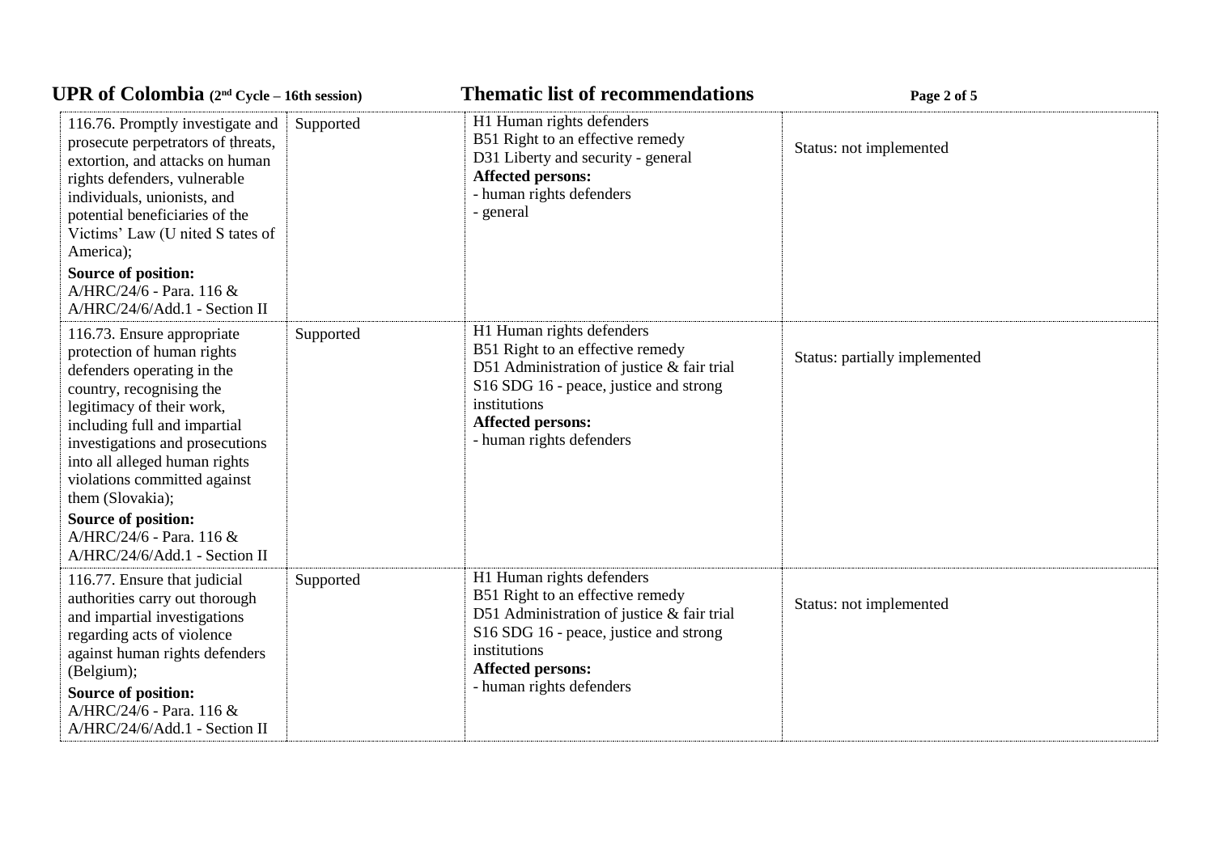| | | | |
|---|---|---|---|
| 116.76. Promptly investigate and prosecute perpetrators of threats, extortion, and attacks on human rights defenders, vulnerable individuals, unionists, and potential beneficiaries of the Victims' Law (U nited S tates of America);<br>**Source of position:**<br>A/HRC/24/6 - Para. 116 &<br>A/HRC/24/6/Add.1 - Section II | Supported | H1 Human rights defenders<br>B51 Right to an effective remedy<br>D31 Liberty and security - general<br>**Affected persons:**<br>- human rights defenders<br>- general | Status: not implemented |
| 116.73. Ensure appropriate protection of human rights defenders operating in the country, recognising the legitimacy of their work, including full and impartial investigations and prosecutions into all alleged human rights violations committed against them (Slovakia);<br>**Source of position:**<br>A/HRC/24/6 - Para. 116 &<br>A/HRC/24/6/Add.1 - Section II | Supported | H1 Human rights defenders<br>B51 Right to an effective remedy<br>D51 Administration of justice & fair trial<br>S16 SDG 16 - peace, justice and strong institutions<br>**Affected persons:**<br>- human rights defenders | Status: partially implemented |
| 116.77. Ensure that judicial authorities carry out thorough and impartial investigations regarding acts of violence against human rights defenders (Belgium);<br>**Source of position:**<br>A/HRC/24/6 - Para. 116 &<br>A/HRC/24/6/Add.1 - Section II | Supported | H1 Human rights defenders<br>B51 Right to an effective remedy<br>D51 Administration of justice & fair trial<br>S16 SDG 16 - peace, justice and strong institutions<br>**Affected persons:**<br>- human rights defenders | Status: not implemented |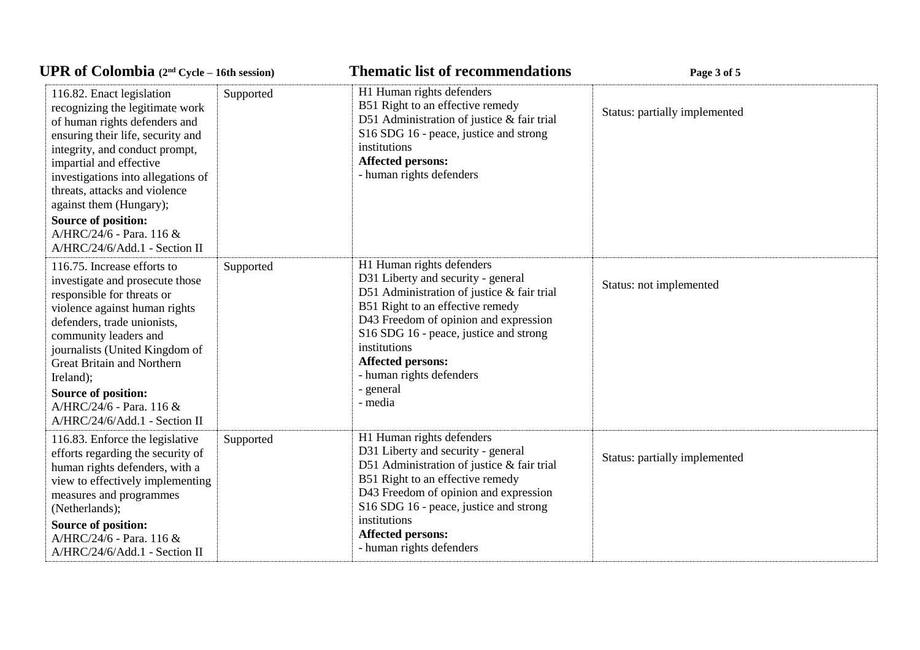| | | | |
|---|---|---|---|
| 116.82. Enact legislation recognizing the legitimate work of human rights defenders and ensuring their life, security and integrity, and conduct prompt, impartial and effective investigations into allegations of threats, attacks and violence against them (Hungary);<br>**Source of position:**<br>A/HRC/24/6 - Para. 116 & A/HRC/24/6/Add.1 - Section II | Supported | H1 Human rights defenders<br>B51 Right to an effective remedy<br>D51 Administration of justice & fair trial<br>S16 SDG 16 - peace, justice and strong institutions<br>**Affected persons:**<br>- human rights defenders | Status: partially implemented |
| 116.75. Increase efforts to investigate and prosecute those responsible for threats or violence against human rights defenders, trade unionists, community leaders and journalists (United Kingdom of Great Britain and Northern Ireland);<br>**Source of position:**<br>A/HRC/24/6 - Para. 116 & A/HRC/24/6/Add.1 - Section II | Supported | H1 Human rights defenders<br>D31 Liberty and security - general<br>D51 Administration of justice & fair trial<br>B51 Right to an effective remedy<br>D43 Freedom of opinion and expression<br>S16 SDG 16 - peace, justice and strong institutions<br>**Affected persons:**<br>- human rights defenders<br>- general<br>- media | Status: not implemented |
| 116.83. Enforce the legislative efforts regarding the security of human rights defenders, with a view to effectively implementing measures and programmes (Netherlands);<br>**Source of position:**<br>A/HRC/24/6 - Para. 116 & A/HRC/24/6/Add.1 - Section II | Supported | H1 Human rights defenders<br>D31 Liberty and security - general<br>D51 Administration of justice & fair trial<br>B51 Right to an effective remedy<br>D43 Freedom of opinion and expression<br>S16 SDG 16 - peace, justice and strong institutions<br>**Affected persons:**<br>- human rights defenders | Status: partially implemented |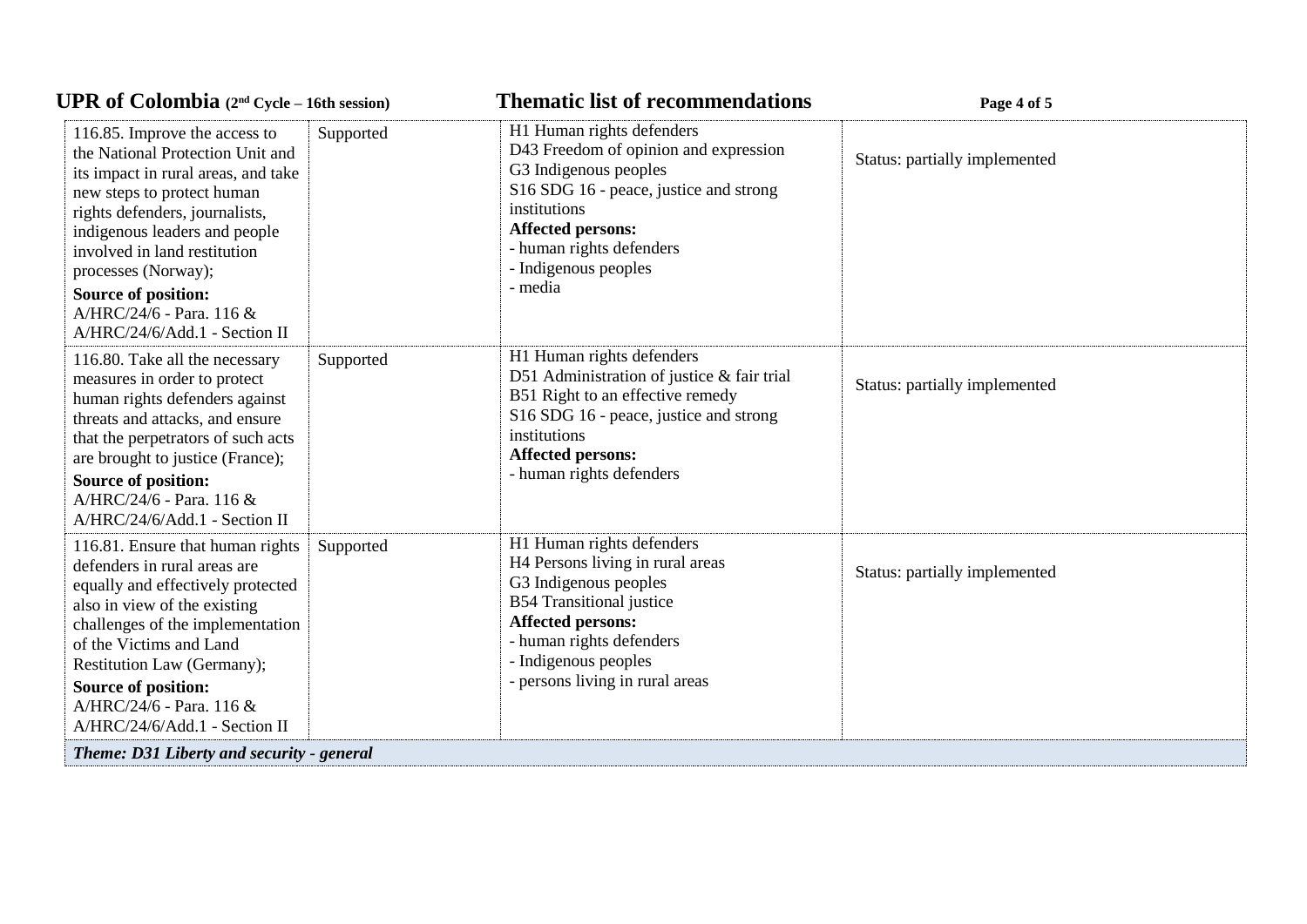| | | | |
|---|---|---|---|
| 116.85. Improve the access to the National Protection Unit and its impact in rural areas, and take new steps to protect human rights defenders, journalists, indigenous leaders and people involved in land restitution processes (Norway);<br>**Source of position:**<br>A/HRC/24/6 - Para. 116 &<br>A/HRC/24/6/Add.1 - Section II | Supported | H1 Human rights defenders<br>D43 Freedom of opinion and expression<br>G3 Indigenous peoples<br>S16 SDG 16 - peace, justice and strong institutions<br>**Affected persons:**<br>- human rights defenders<br>- Indigenous peoples<br>- media | Status: partially implemented |
| 116.80. Take all the necessary measures in order to protect human rights defenders against threats and attacks, and ensure that the perpetrators of such acts are brought to justice (France);<br>**Source of position:**<br>A/HRC/24/6 - Para. 116 &<br>A/HRC/24/6/Add.1 - Section II | Supported | H1 Human rights defenders<br>D51 Administration of justice & fair trial<br>B51 Right to an effective remedy<br>S16 SDG 16 - peace, justice and strong institutions<br>**Affected persons:**<br>- human rights defenders | Status: partially implemented |
| 116.81. Ensure that human rights defenders in rural areas are equally and effectively protected also in view of the existing challenges of the implementation of the Victims and Land Restitution Law (Germany);<br>**Source of position:**<br>A/HRC/24/6 - Para. 116 &<br>A/HRC/24/6/Add.1 - Section II | Supported | H1 Human rights defenders<br>H4 Persons living in rural areas<br>G3 Indigenous peoples<br>B54 Transitional justice<br>**Affected persons:**<br>- human rights defenders<br>- Indigenous peoples<br>- persons living in rural areas | Status: partially implemented |
| ***Theme: D31 Liberty and security - general*** | | | |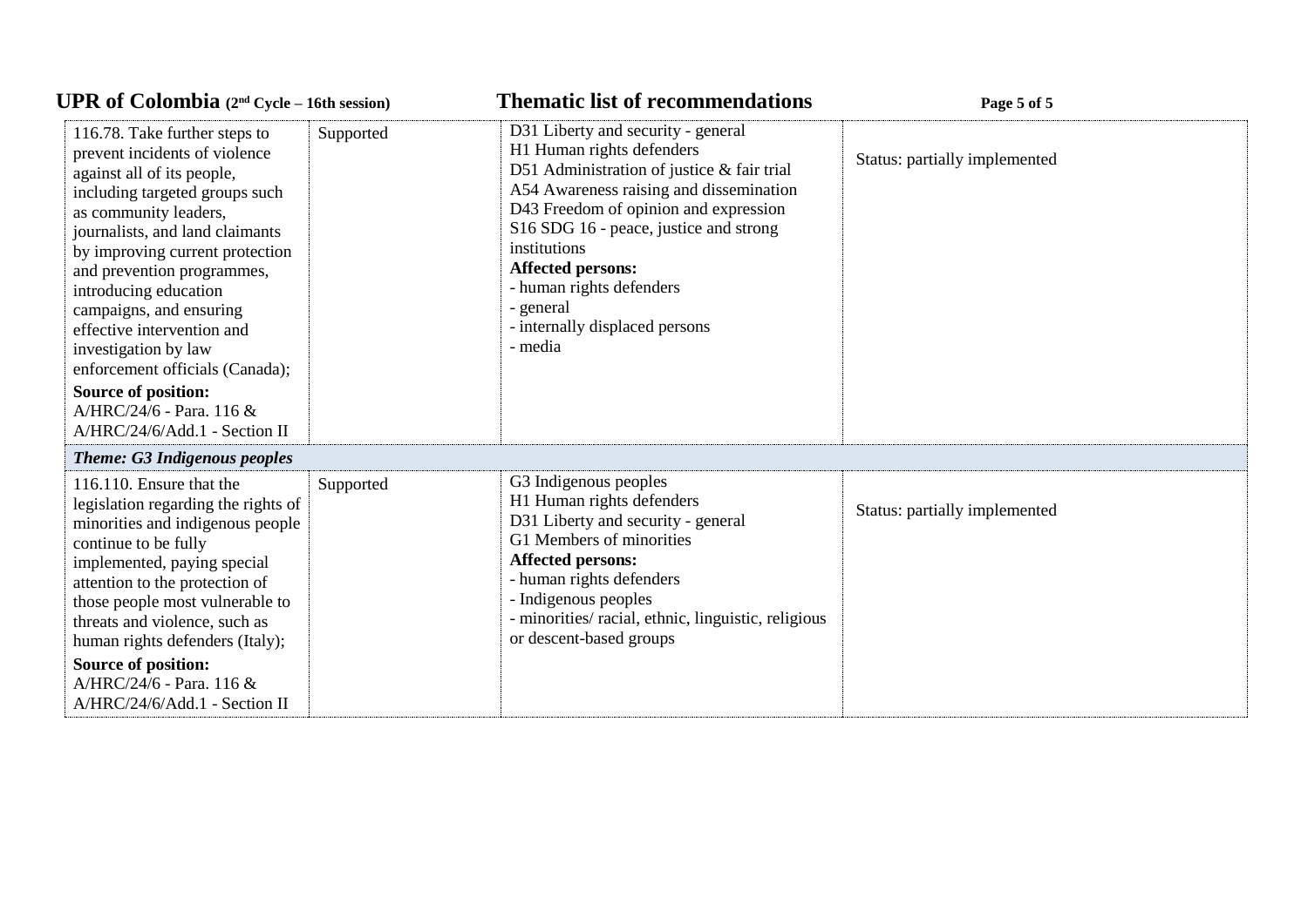| | | | |
|---|---|---|---|
| 116.78. Take further steps to prevent incidents of violence against all of its people, including targeted groups such as community leaders, journalists, and land claimants by improving current protection and prevention programmes, introducing education campaigns, and ensuring effective intervention and investigation by law enforcement officials (Canada);<br>**Source of position:**<br>A/HRC/24/6 - Para. 116 & A/HRC/24/6/Add.1 - Section II | Supported | D31 Liberty and security - general<br>H1 Human rights defenders<br>D51 Administration of justice & fair trial<br>A54 Awareness raising and dissemination<br>D43 Freedom of opinion and expression<br>S16 SDG 16 - peace, justice and strong institutions<br>**Affected persons:**<br>- human rights defenders<br>- general<br>- internally displaced persons<br>- media | Status: partially implemented |
| ***Theme: G3 Indigenous peoples*** | | | |
| 116.110. Ensure that the legislation regarding the rights of minorities and indigenous people continue to be fully implemented, paying special attention to the protection of those people most vulnerable to threats and violence, such as human rights defenders (Italy);<br>**Source of position:**<br>A/HRC/24/6 - Para. 116 & A/HRC/24/6/Add.1 - Section II | Supported | G3 Indigenous peoples<br>H1 Human rights defenders<br>D31 Liberty and security - general<br>G1 Members of minorities<br>**Affected persons:**<br>- human rights defenders<br>- Indigenous peoples<br>- minorities/ racial, ethnic, linguistic, religious or descent-based groups | Status: partially implemented |